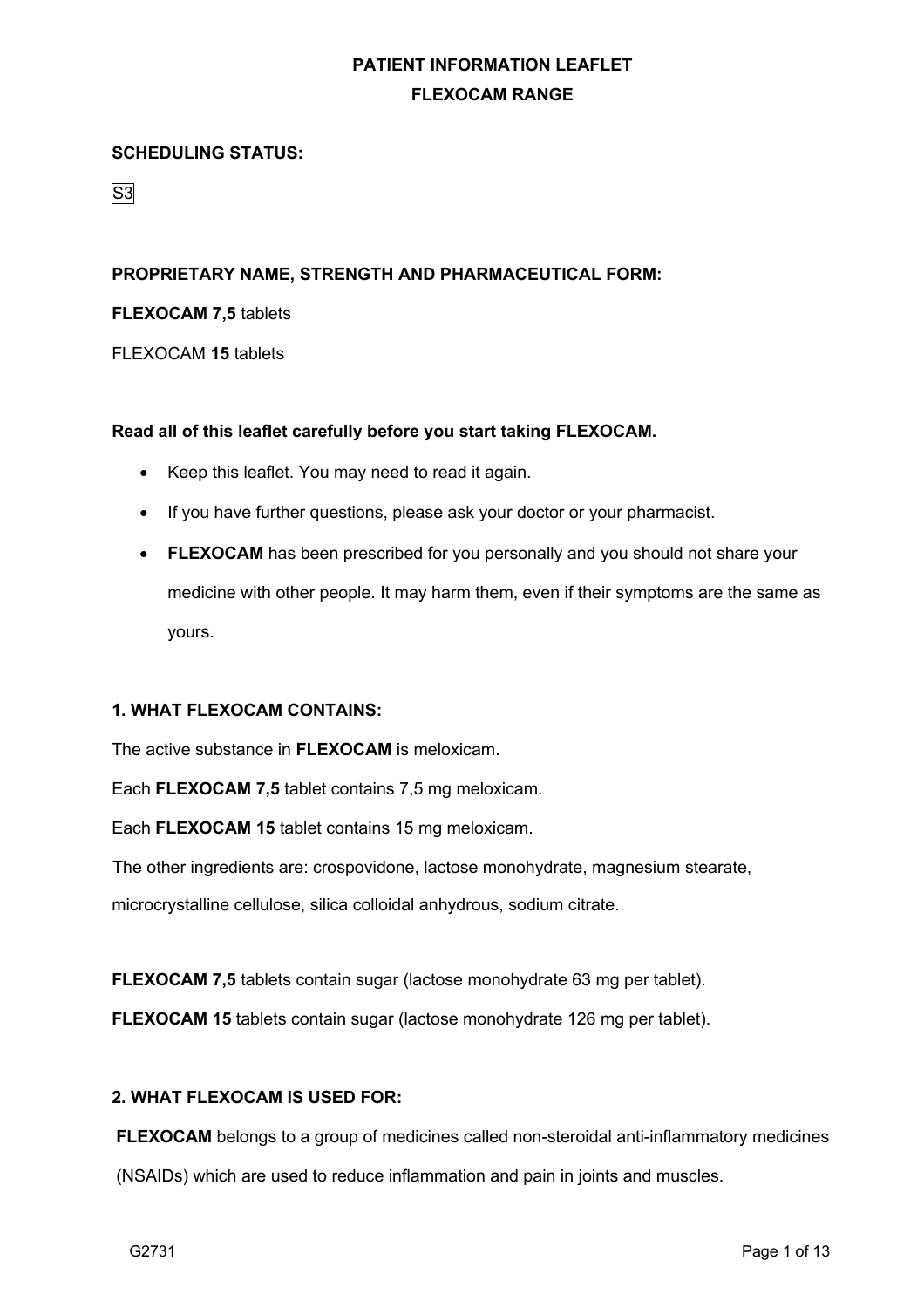**PATIENT INFORMATION LEAFLET**

**FLEXOCAM RANGE**

**SCHEDULING STATUS:**

S3

**PROPRIETARY NAME, STRENGTH AND PHARMACEUTICAL FORM:**

**FLEXOCAM 7,5** tablets

FLEXOCAM **15** tablets

**Read all of this leaflet carefully before you start taking FLEXOCAM.**

- Keep this leaflet. You may need to read it again.
- If you have further questions, please ask your doctor or your pharmacist.
- **FLEXOCAM** has been prescribed for you personally and you should not share your medicine with other people. It may harm them, even if their symptoms are the same as yours.

## 1. WHAT FLEXOCAM CONTAINS:

The active substance in **FLEXOCAM** is meloxicam.

Each **FLEXOCAM 7,5** tablet contains 7,5 mg meloxicam.

Each **FLEXOCAM 15** tablet contains 15 mg meloxicam.

The other ingredients are: crospovidone, lactose monohydrate, magnesium stearate, microcrystalline cellulose, silica colloidal anhydrous, sodium citrate.

**FLEXOCAM 7,5** tablets contain sugar (lactose monohydrate 63 mg per tablet).

**FLEXOCAM 15** tablets contain sugar (lactose monohydrate 126 mg per tablet).

## 2. WHAT FLEXOCAM IS USED FOR:

**FLEXOCAM** belongs to a group of medicines called non-steroidal anti-inflammatory medicines (NSAIDs) which are used to reduce inflammation and pain in joints and muscles.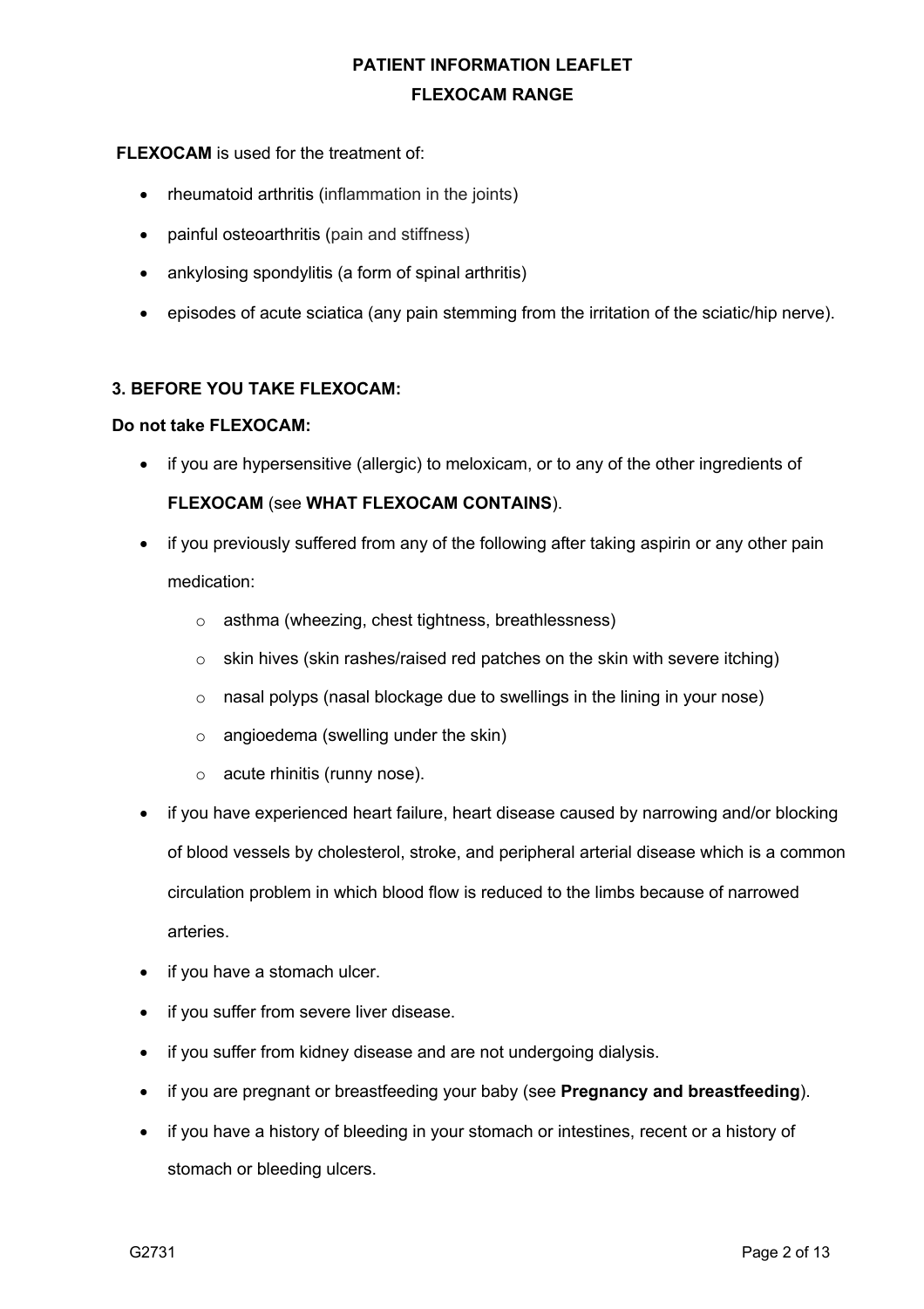**FLEXOCAM** is used for the treatment of:

- rheumatoid arthritis (inflammation in the joints)
- painful osteoarthritis (pain and stiffness)
- ankylosing spondylitis (a form of spinal arthritis)
- episodes of acute sciatica (any pain stemming from the irritation of the sciatic/hip nerve).

### 3. BEFORE YOU TAKE FLEXOCAM:

**Do not take FLEXOCAM:**

- if you are hypersensitive (allergic) to meloxicam, or to any of the other ingredients of **FLEXOCAM** (see **WHAT FLEXOCAM CONTAINS**).
- if you previously suffered from any of the following after taking aspirin or any other pain medication:
  - asthma (wheezing, chest tightness, breathlessness)
  - skin hives (skin rashes/raised red patches on the skin with severe itching)
  - nasal polyps (nasal blockage due to swellings in the lining in your nose)
  - angioedema (swelling under the skin)
  - acute rhinitis (runny nose).
- if you have experienced heart failure, heart disease caused by narrowing and/or blocking of blood vessels by cholesterol, stroke, and peripheral arterial disease which is a common circulation problem in which blood flow is reduced to the limbs because of narrowed arteries.
- if you have a stomach ulcer.
- if you suffer from severe liver disease.
- if you suffer from kidney disease and are not undergoing dialysis.
- if you are pregnant or breastfeeding your baby (see **Pregnancy and breastfeeding**).
- if you have a history of bleeding in your stomach or intestines, recent or a history of stomach or bleeding ulcers.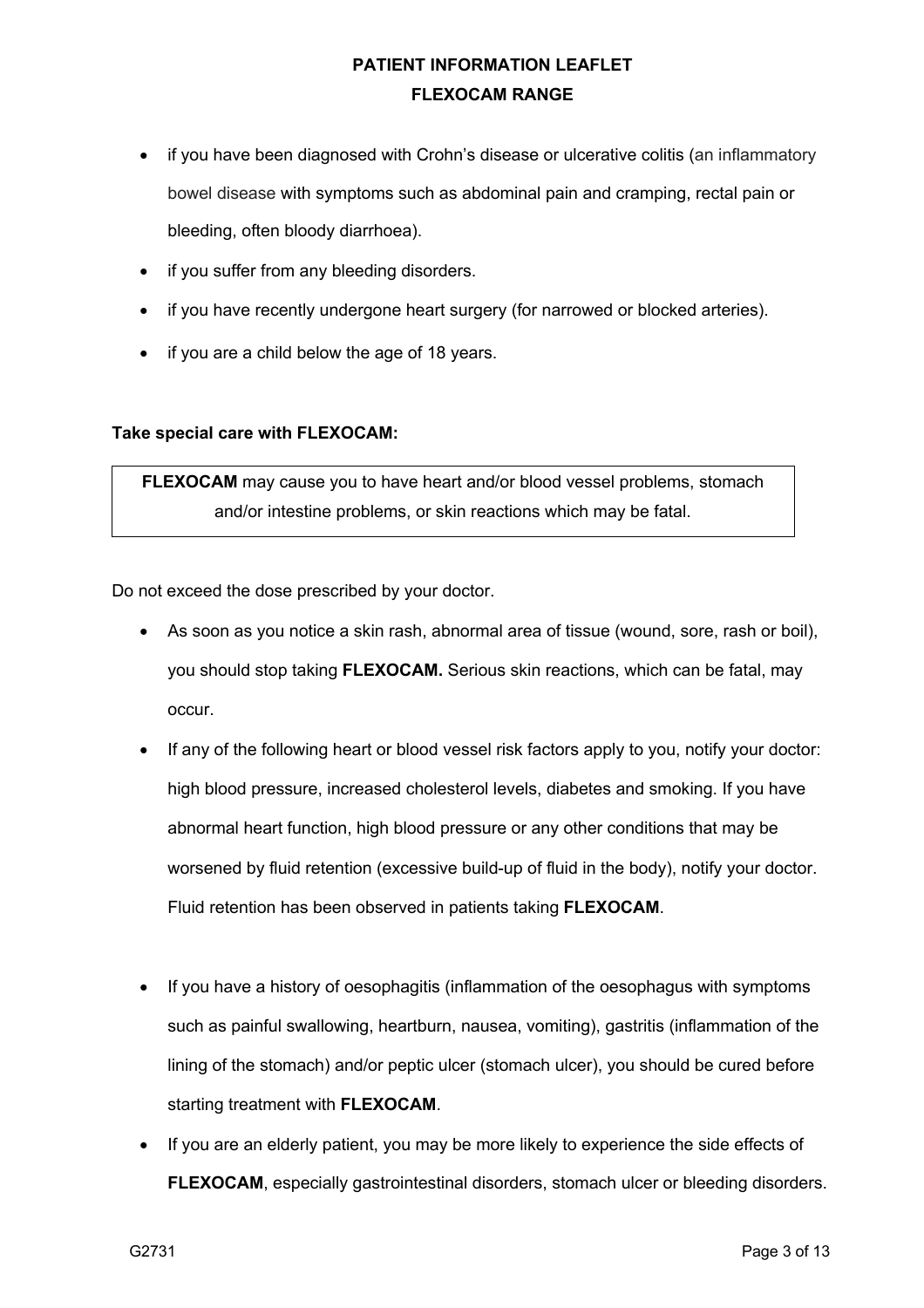- if you have been diagnosed with Crohn's disease or ulcerative colitis (an inflammatory bowel disease with symptoms such as abdominal pain and cramping, rectal pain or bleeding, often bloody diarrhoea).
- if you suffer from any bleeding disorders.
- if you have recently undergone heart surgery (for narrowed or blocked arteries).
- if you are a child below the age of 18 years.

**Take special care with FLEXOCAM:**

| **FLEXOCAM** may cause you to have heart and/or blood vessel problems, stomach and/or intestine problems, or skin reactions which may be fatal. |
|---|

Do not exceed the dose prescribed by your doctor.

- As soon as you notice a skin rash, abnormal area of tissue (wound, sore, rash or boil), you should stop taking **FLEXOCAM.** Serious skin reactions, which can be fatal, may occur.
- If any of the following heart or blood vessel risk factors apply to you, notify your doctor: high blood pressure, increased cholesterol levels, diabetes and smoking. If you have abnormal heart function, high blood pressure or any other conditions that may be worsened by fluid retention (excessive build-up of fluid in the body), notify your doctor. Fluid retention has been observed in patients taking **FLEXOCAM**.
- If you have a history of oesophagitis (inflammation of the oesophagus with symptoms such as painful swallowing, heartburn, nausea, vomiting), gastritis (inflammation of the lining of the stomach) and/or peptic ulcer (stomach ulcer), you should be cured before starting treatment with **FLEXOCAM**.
- If you are an elderly patient, you may be more likely to experience the side effects of **FLEXOCAM**, especially gastrointestinal disorders, stomach ulcer or bleeding disorders.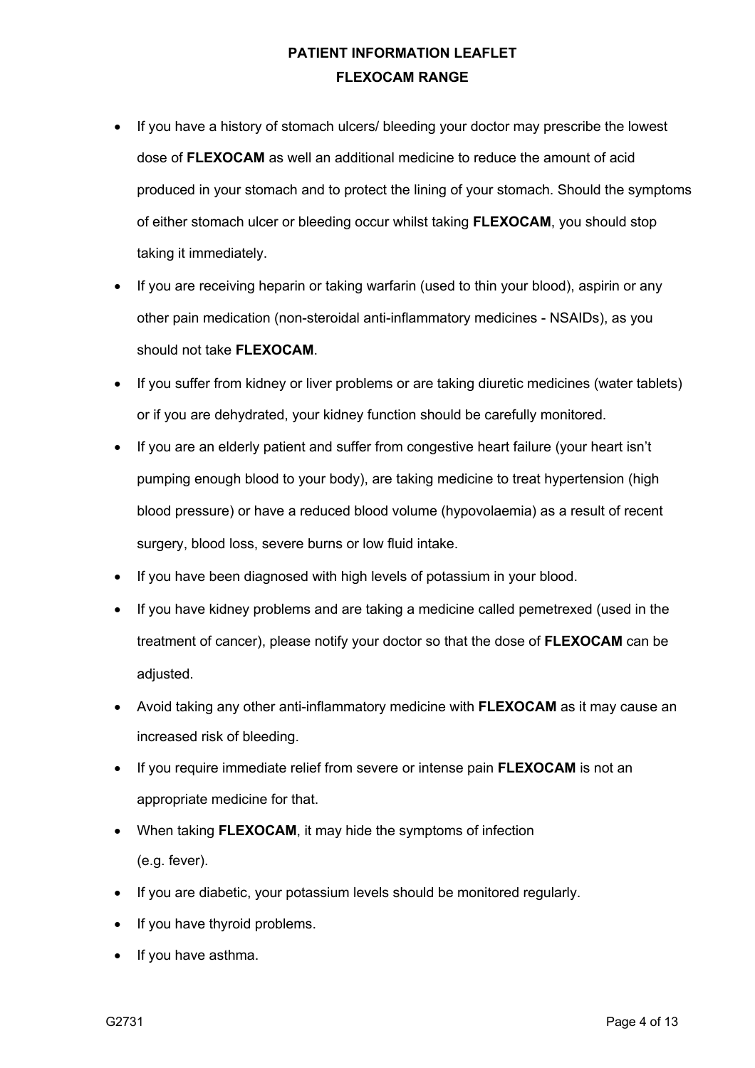- If you have a history of stomach ulcers/ bleeding your doctor may prescribe the lowest dose of **FLEXOCAM** as well an additional medicine to reduce the amount of acid produced in your stomach and to protect the lining of your stomach. Should the symptoms of either stomach ulcer or bleeding occur whilst taking **FLEXOCAM**, you should stop taking it immediately.
- If you are receiving heparin or taking warfarin (used to thin your blood), aspirin or any other pain medication (non-steroidal anti-inflammatory medicines - NSAIDs), as you should not take **FLEXOCAM**.
- If you suffer from kidney or liver problems or are taking diuretic medicines (water tablets) or if you are dehydrated, your kidney function should be carefully monitored.
- If you are an elderly patient and suffer from congestive heart failure (your heart isn't pumping enough blood to your body), are taking medicine to treat hypertension (high blood pressure) or have a reduced blood volume (hypovolaemia) as a result of recent surgery, blood loss, severe burns or low fluid intake.
- If you have been diagnosed with high levels of potassium in your blood.
- If you have kidney problems and are taking a medicine called pemetrexed (used in the treatment of cancer), please notify your doctor so that the dose of **FLEXOCAM** can be adjusted.
- Avoid taking any other anti-inflammatory medicine with **FLEXOCAM** as it may cause an increased risk of bleeding.
- If you require immediate relief from severe or intense pain **FLEXOCAM** is not an appropriate medicine for that.
- When taking **FLEXOCAM**, it may hide the symptoms of infection (e.g. fever).
- If you are diabetic, your potassium levels should be monitored regularly.
- If you have thyroid problems.
- If you have asthma.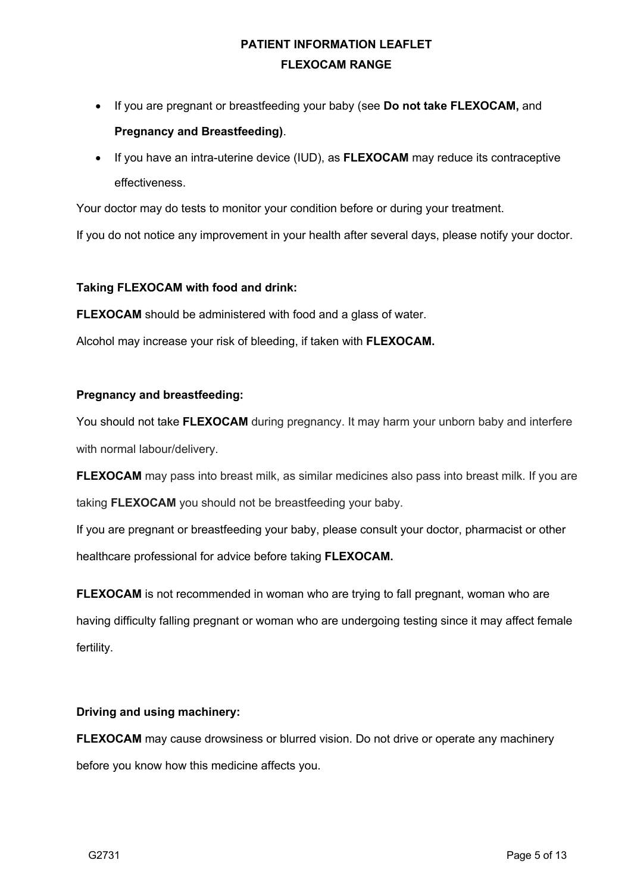- If you are pregnant or breastfeeding your baby (see **Do not take FLEXOCAM,** and **Pregnancy and Breastfeeding)**.
- If you have an intra-uterine device (IUD), as **FLEXOCAM** may reduce its contraceptive effectiveness.

Your doctor may do tests to monitor your condition before or during your treatment.

If you do not notice any improvement in your health after several days, please notify your doctor.

**Taking FLEXOCAM with food and drink:**

**FLEXOCAM** should be administered with food and a glass of water.

Alcohol may increase your risk of bleeding, if taken with **FLEXOCAM.**

**Pregnancy and breastfeeding:**

You should not take **FLEXOCAM** during pregnancy. It may harm your unborn baby and interfere with normal labour/delivery.

**FLEXOCAM** may pass into breast milk, as similar medicines also pass into breast milk. If you are taking **FLEXOCAM** you should not be breastfeeding your baby.

If you are pregnant or breastfeeding your baby, please consult your doctor, pharmacist or other healthcare professional for advice before taking **FLEXOCAM.**

**FLEXOCAM** is not recommended in woman who are trying to fall pregnant, woman who are having difficulty falling pregnant or woman who are undergoing testing since it may affect female fertility.

**Driving and using machinery:**

**FLEXOCAM** may cause drowsiness or blurred vision. Do not drive or operate any machinery before you know how this medicine affects you.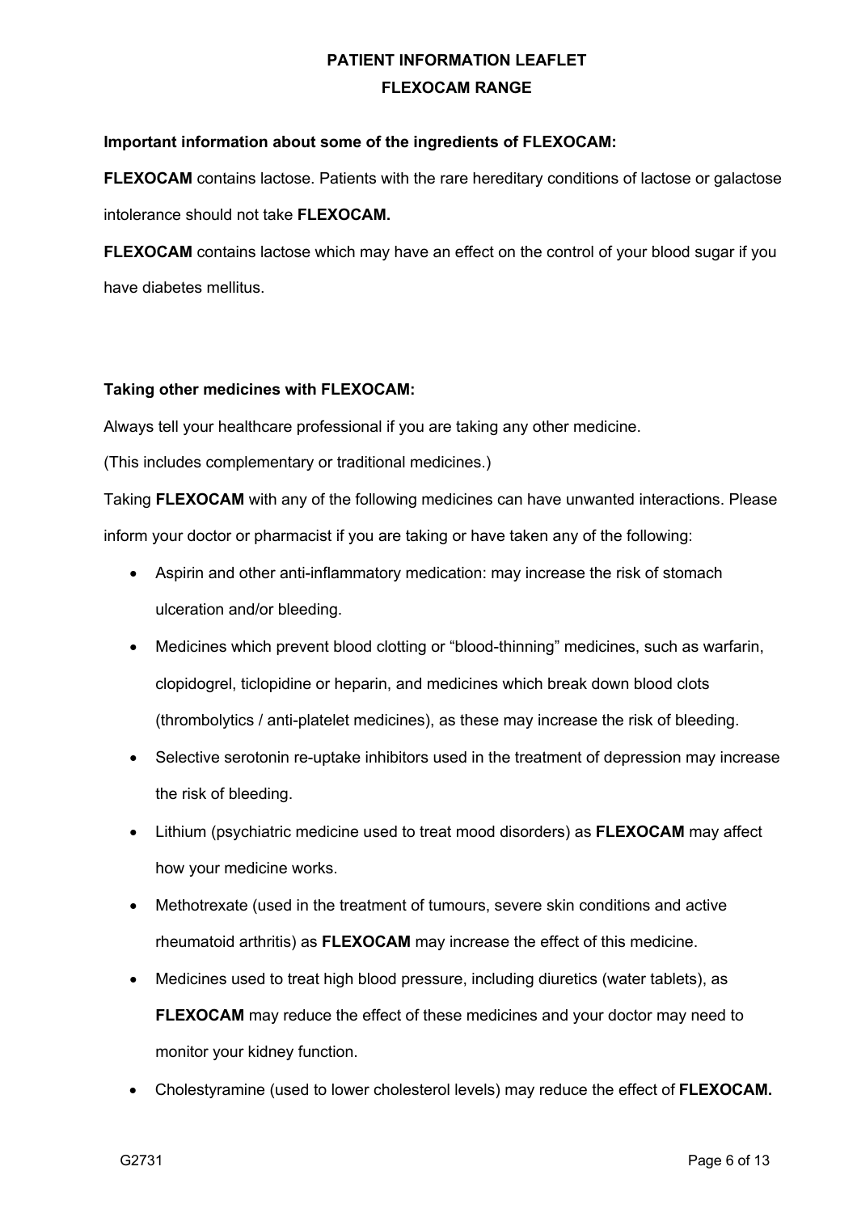**Important information about some of the ingredients of FLEXOCAM:**

**FLEXOCAM** contains lactose. Patients with the rare hereditary conditions of lactose or galactose intolerance should not take **FLEXOCAM.**

**FLEXOCAM** contains lactose which may have an effect on the control of your blood sugar if you have diabetes mellitus.

**Taking other medicines with FLEXOCAM:**

Always tell your healthcare professional if you are taking any other medicine.

(This includes complementary or traditional medicines.)

Taking **FLEXOCAM** with any of the following medicines can have unwanted interactions. Please inform your doctor or pharmacist if you are taking or have taken any of the following:

- Aspirin and other anti-inflammatory medication: may increase the risk of stomach ulceration and/or bleeding.
- Medicines which prevent blood clotting or "blood-thinning" medicines, such as warfarin, clopidogrel, ticlopidine or heparin, and medicines which break down blood clots (thrombolytics / anti-platelet medicines), as these may increase the risk of bleeding.
- Selective serotonin re-uptake inhibitors used in the treatment of depression may increase the risk of bleeding.
- Lithium (psychiatric medicine used to treat mood disorders) as **FLEXOCAM** may affect how your medicine works.
- Methotrexate (used in the treatment of tumours, severe skin conditions and active rheumatoid arthritis) as **FLEXOCAM** may increase the effect of this medicine.
- Medicines used to treat high blood pressure, including diuretics (water tablets), as **FLEXOCAM** may reduce the effect of these medicines and your doctor may need to monitor your kidney function.
- Cholestyramine (used to lower cholesterol levels) may reduce the effect of **FLEXOCAM.**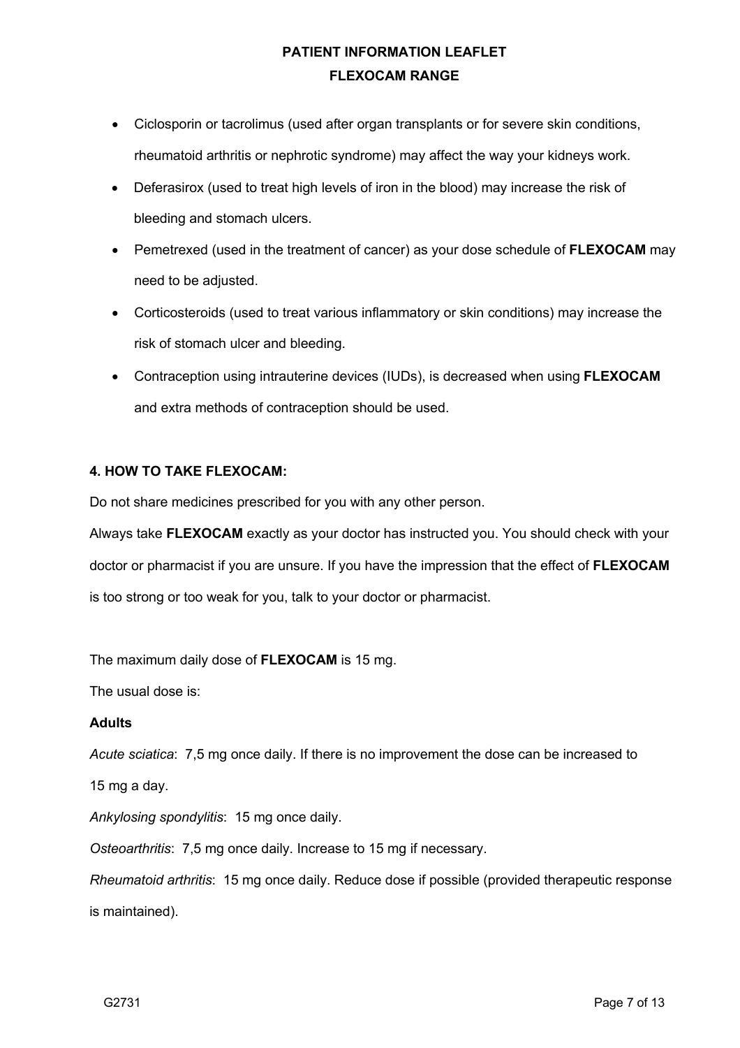- Ciclosporin or tacrolimus (used after organ transplants or for severe skin conditions, rheumatoid arthritis or nephrotic syndrome) may affect the way your kidneys work.
- Deferasirox (used to treat high levels of iron in the blood) may increase the risk of bleeding and stomach ulcers.
- Pemetrexed (used in the treatment of cancer) as your dose schedule of **FLEXOCAM** may need to be adjusted.
- Corticosteroids (used to treat various inflammatory or skin conditions) may increase the risk of stomach ulcer and bleeding.
- Contraception using intrauterine devices (IUDs), is decreased when using **FLEXOCAM** and extra methods of contraception should be used.

## 4. HOW TO TAKE FLEXOCAM:

Do not share medicines prescribed for you with any other person.

Always take **FLEXOCAM** exactly as your doctor has instructed you. You should check with your doctor or pharmacist if you are unsure. If you have the impression that the effect of **FLEXOCAM** is too strong or too weak for you, talk to your doctor or pharmacist.

The maximum daily dose of **FLEXOCAM** is 15 mg.

The usual dose is:

**Adults**

*Acute sciatica*: 7,5 mg once daily. If there is no improvement the dose can be increased to 15 mg a day.

*Ankylosing spondylitis*: 15 mg once daily.

*Osteoarthritis*: 7,5 mg once daily. Increase to 15 mg if necessary.

*Rheumatoid arthritis*: 15 mg once daily. Reduce dose if possible (provided therapeutic response is maintained).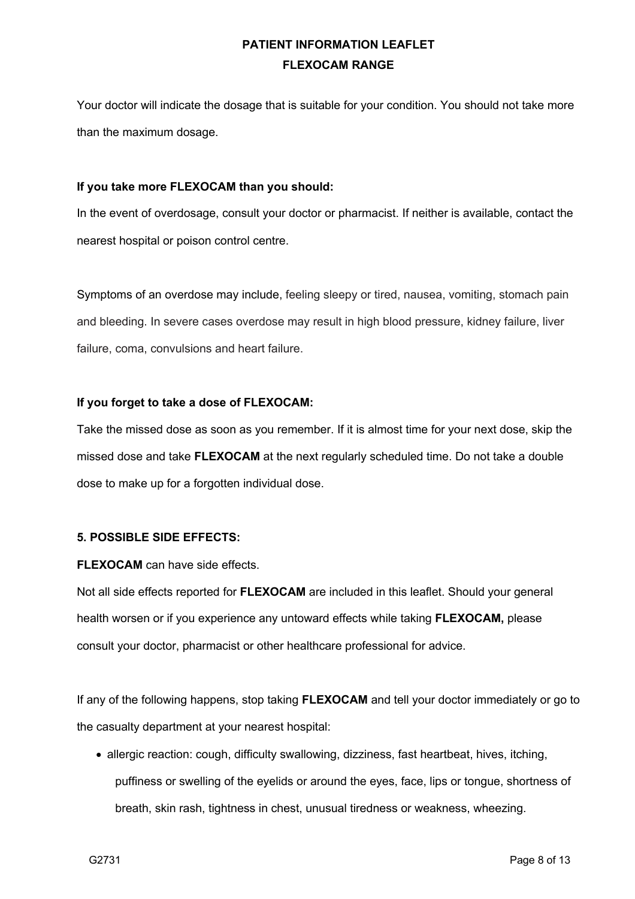Your doctor will indicate the dosage that is suitable for your condition. You should not take more than the maximum dosage.

**If you take more FLEXOCAM than you should:**

In the event of overdosage, consult your doctor or pharmacist. If neither is available, contact the nearest hospital or poison control centre.

Symptoms of an overdose may include, feeling sleepy or tired, nausea, vomiting, stomach pain and bleeding. In severe cases overdose may result in high blood pressure, kidney failure, liver failure, coma, convulsions and heart failure.

**If you forget to take a dose of FLEXOCAM:**

Take the missed dose as soon as you remember. If it is almost time for your next dose, skip the missed dose and take **FLEXOCAM** at the next regularly scheduled time. Do not take a double dose to make up for a forgotten individual dose.

**5. POSSIBLE SIDE EFFECTS:**

**FLEXOCAM** can have side effects.

Not all side effects reported for **FLEXOCAM** are included in this leaflet. Should your general health worsen or if you experience any untoward effects while taking **FLEXOCAM,** please consult your doctor, pharmacist or other healthcare professional for advice.

If any of the following happens, stop taking **FLEXOCAM** and tell your doctor immediately or go to the casualty department at your nearest hospital:

- allergic reaction: cough, difficulty swallowing, dizziness, fast heartbeat, hives, itching, puffiness or swelling of the eyelids or around the eyes, face, lips or tongue, shortness of breath, skin rash, tightness in chest, unusual tiredness or weakness, wheezing.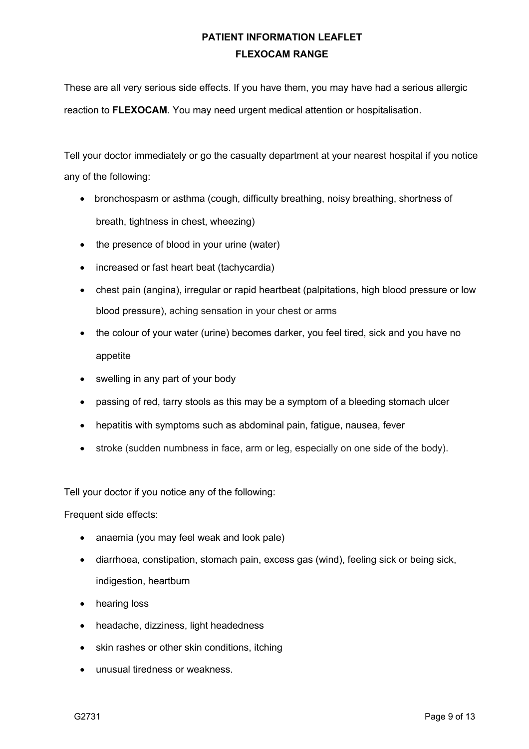These are all very serious side effects. If you have them, you may have had a serious allergic reaction to **FLEXOCAM**. You may need urgent medical attention or hospitalisation.

Tell your doctor immediately or go the casualty department at your nearest hospital if you notice any of the following:

- bronchospasm or asthma (cough, difficulty breathing, noisy breathing, shortness of breath, tightness in chest, wheezing)
- the presence of blood in your urine (water)
- increased or fast heart beat (tachycardia)
- chest pain (angina), irregular or rapid heartbeat (palpitations, high blood pressure or low blood pressure), aching sensation in your chest or arms
- the colour of your water (urine) becomes darker, you feel tired, sick and you have no appetite
- swelling in any part of your body
- passing of red, tarry stools as this may be a symptom of a bleeding stomach ulcer
- hepatitis with symptoms such as abdominal pain, fatigue, nausea, fever
- stroke (sudden numbness in face, arm or leg, especially on one side of the body).

Tell your doctor if you notice any of the following:

Frequent side effects:

- anaemia (you may feel weak and look pale)
- diarrhoea, constipation, stomach pain, excess gas (wind), feeling sick or being sick, indigestion, heartburn
- hearing loss
- headache, dizziness, light headedness
- skin rashes or other skin conditions, itching
- unusual tiredness or weakness.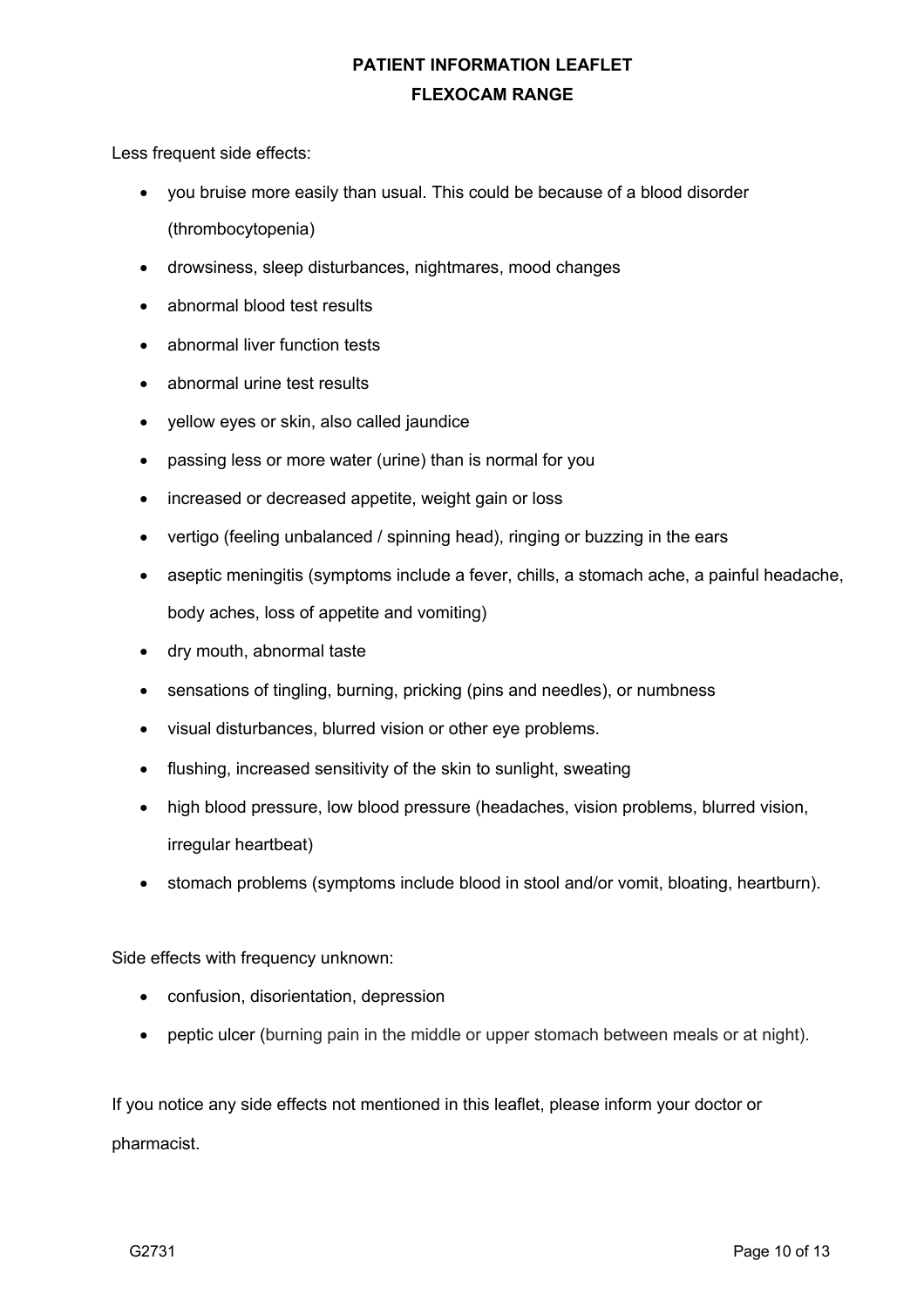Less frequent side effects:

- you bruise more easily than usual. This could be because of a blood disorder (thrombocytopenia)
- drowsiness, sleep disturbances, nightmares, mood changes
- abnormal blood test results
- abnormal liver function tests
- abnormal urine test results
- yellow eyes or skin, also called jaundice
- passing less or more water (urine) than is normal for you
- increased or decreased appetite, weight gain or loss
- vertigo (feeling unbalanced / spinning head), ringing or buzzing in the ears
- aseptic meningitis (symptoms include a fever, chills, a stomach ache, a painful headache, body aches, loss of appetite and vomiting)
- dry mouth, abnormal taste
- sensations of tingling, burning, pricking (pins and needles), or numbness
- visual disturbances, blurred vision or other eye problems.
- flushing, increased sensitivity of the skin to sunlight, sweating
- high blood pressure, low blood pressure (headaches, vision problems, blurred vision, irregular heartbeat)
- stomach problems (symptoms include blood in stool and/or vomit, bloating, heartburn).

Side effects with frequency unknown:

- confusion, disorientation, depression
- peptic ulcer (burning pain in the middle or upper stomach between meals or at night).

If you notice any side effects not mentioned in this leaflet, please inform your doctor or pharmacist.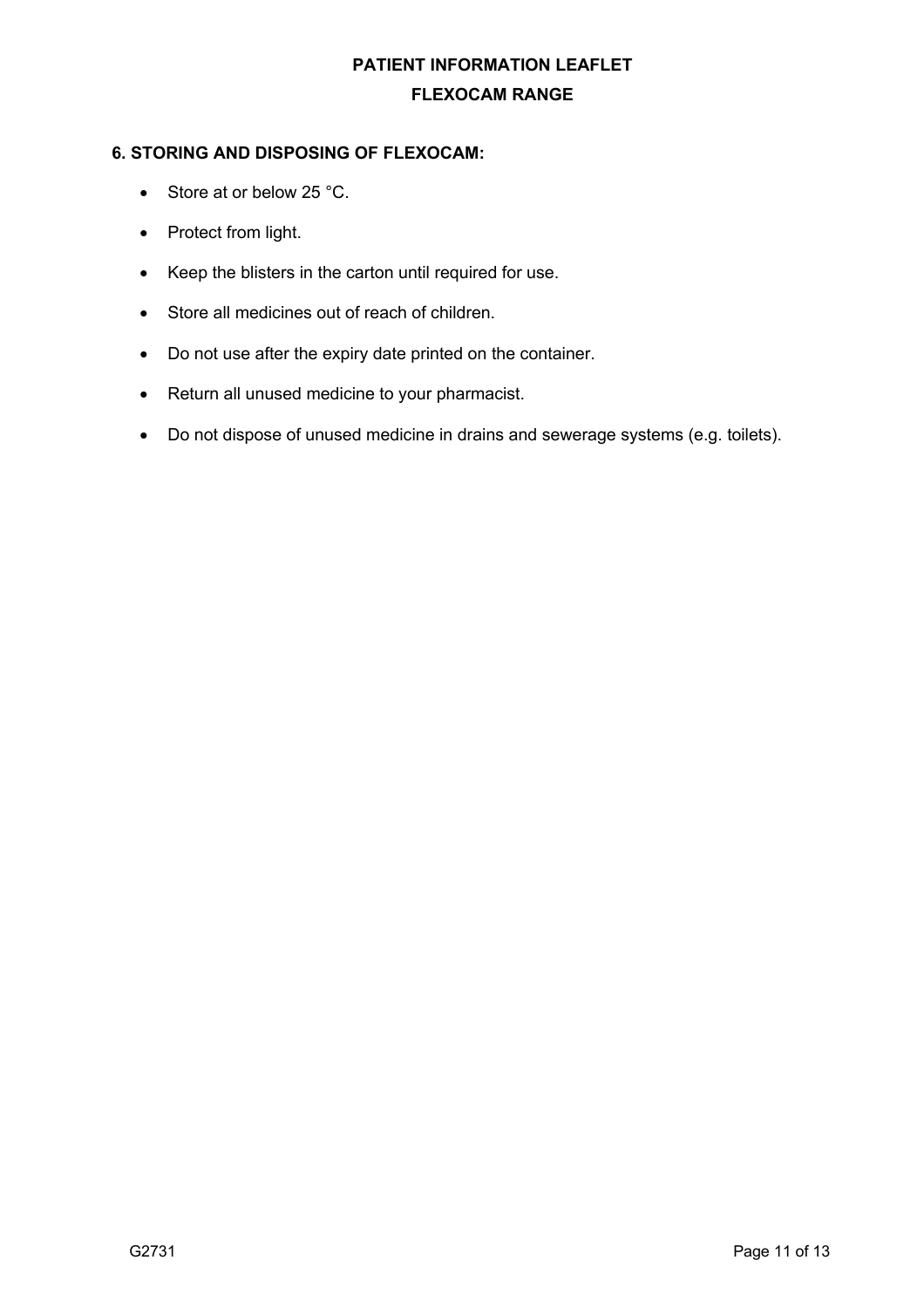## 6. STORING AND DISPOSING OF FLEXOCAM:

- Store at or below 25 °C.
- Protect from light.
- Keep the blisters in the carton until required for use.
- Store all medicines out of reach of children.
- Do not use after the expiry date printed on the container.
- Return all unused medicine to your pharmacist.
- Do not dispose of unused medicine in drains and sewerage systems (e.g. toilets).